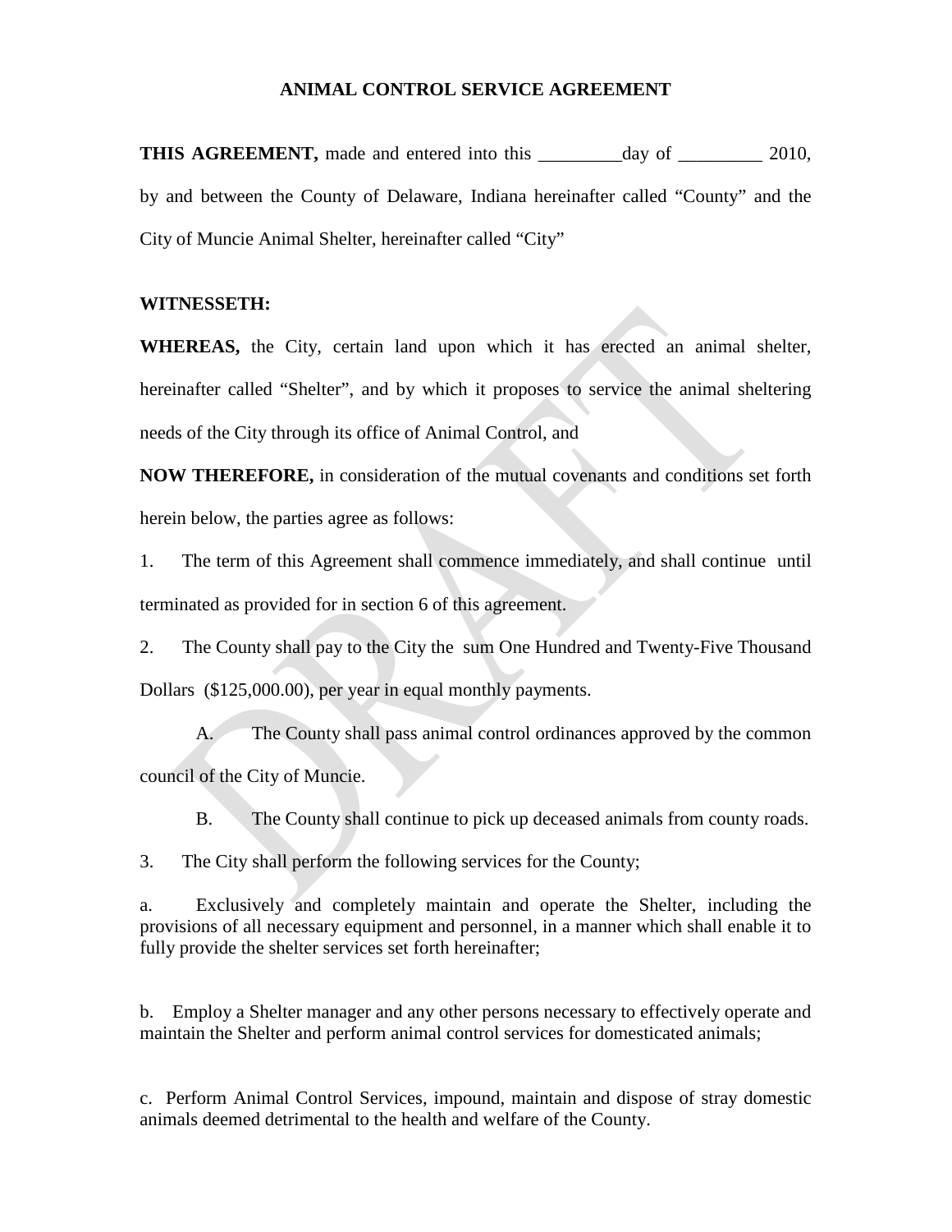# ANIMAL CONTROL SERVICE AGREEMENT

**THIS AGREEMENT,** made and entered into this _________day of _________ 2010, by and between the County of Delaware, Indiana hereinafter called "County" and the City of Muncie Animal Shelter, hereinafter called "City"

**WITNESSETH:**

**WHEREAS,** the City, certain land upon which it has erected an animal shelter, hereinafter called "Shelter", and by which it proposes to service the animal sheltering needs of the City through its office of Animal Control, and

**NOW THEREFORE,** in consideration of the mutual covenants and conditions set forth herein below, the parties agree as follows:

1. The term of this Agreement shall commence immediately, and shall continue until terminated as provided for in section 6 of this agreement.

2. The County shall pay to the City the sum One Hundred and Twenty-Five Thousand Dollars ($125,000.00), per year in equal monthly payments.

   A. The County shall pass animal control ordinances approved by the common council of the City of Muncie.

   B. The County shall continue to pick up deceased animals from county roads.

3. The City shall perform the following services for the County;

a. Exclusively and completely maintain and operate the Shelter, including the provisions of all necessary equipment and personnel, in a manner which shall enable it to fully provide the shelter services set forth hereinafter;

b. Employ a Shelter manager and any other persons necessary to effectively operate and maintain the Shelter and perform animal control services for domesticated animals;

c. Perform Animal Control Services, impound, maintain and dispose of stray domestic animals deemed detrimental to the health and welfare of the County.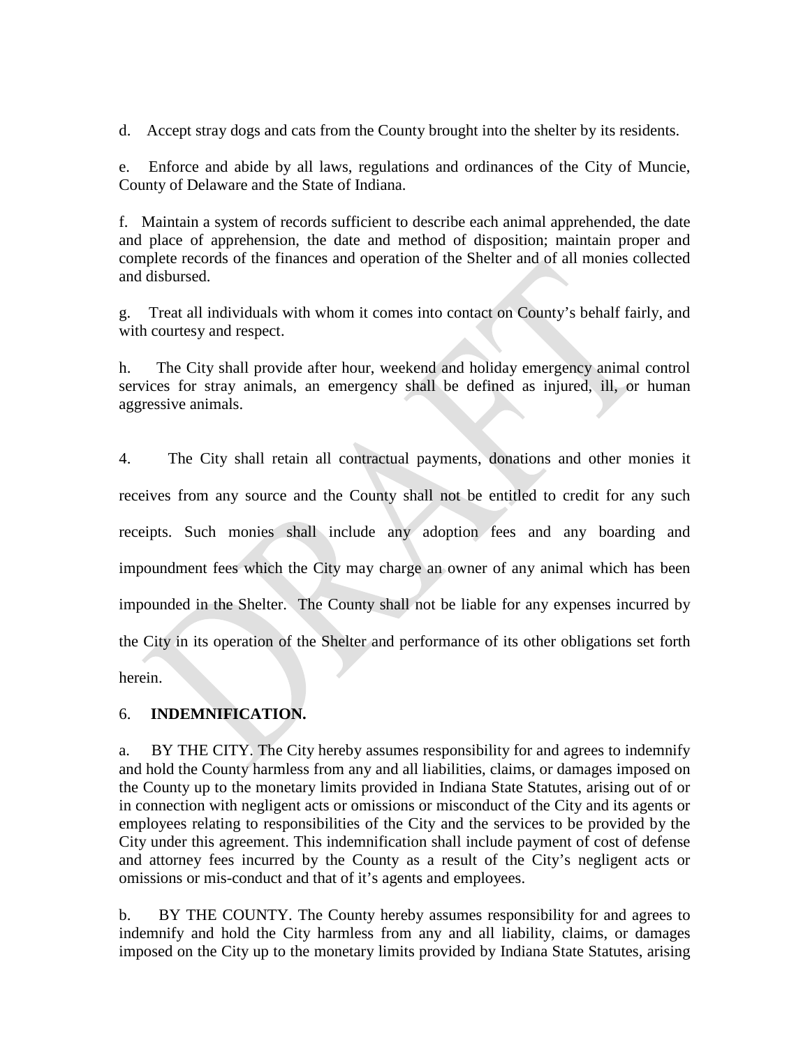d. Accept stray dogs and cats from the County brought into the shelter by its residents.

e. Enforce and abide by all laws, regulations and ordinances of the City of Muncie, County of Delaware and the State of Indiana.

f. Maintain a system of records sufficient to describe each animal apprehended, the date and place of apprehension, the date and method of disposition; maintain proper and complete records of the finances and operation of the Shelter and of all monies collected and disbursed.

g. Treat all individuals with whom it comes into contact on County's behalf fairly, and with courtesy and respect.

h. The City shall provide after hour, weekend and holiday emergency animal control services for stray animals, an emergency shall be defined as injured, ill, or human aggressive animals.

4. The City shall retain all contractual payments, donations and other monies it receives from any source and the County shall not be entitled to credit for any such receipts. Such monies shall include any adoption fees and any boarding and impoundment fees which the City may charge an owner of any animal which has been impounded in the Shelter. The County shall not be liable for any expenses incurred by the City in its operation of the Shelter and performance of its other obligations set forth herein.

6. **INDEMNIFICATION.**

a. BY THE CITY. The City hereby assumes responsibility for and agrees to indemnify and hold the County harmless from any and all liabilities, claims, or damages imposed on the County up to the monetary limits provided in Indiana State Statutes, arising out of or in connection with negligent acts or omissions or misconduct of the City and its agents or employees relating to responsibilities of the City and the services to be provided by the City under this agreement. This indemnification shall include payment of cost of defense and attorney fees incurred by the County as a result of the City's negligent acts or omissions or mis-conduct and that of it's agents and employees.

b. BY THE COUNTY. The County hereby assumes responsibility for and agrees to indemnify and hold the City harmless from any and all liability, claims, or damages imposed on the City up to the monetary limits provided by Indiana State Statutes, arising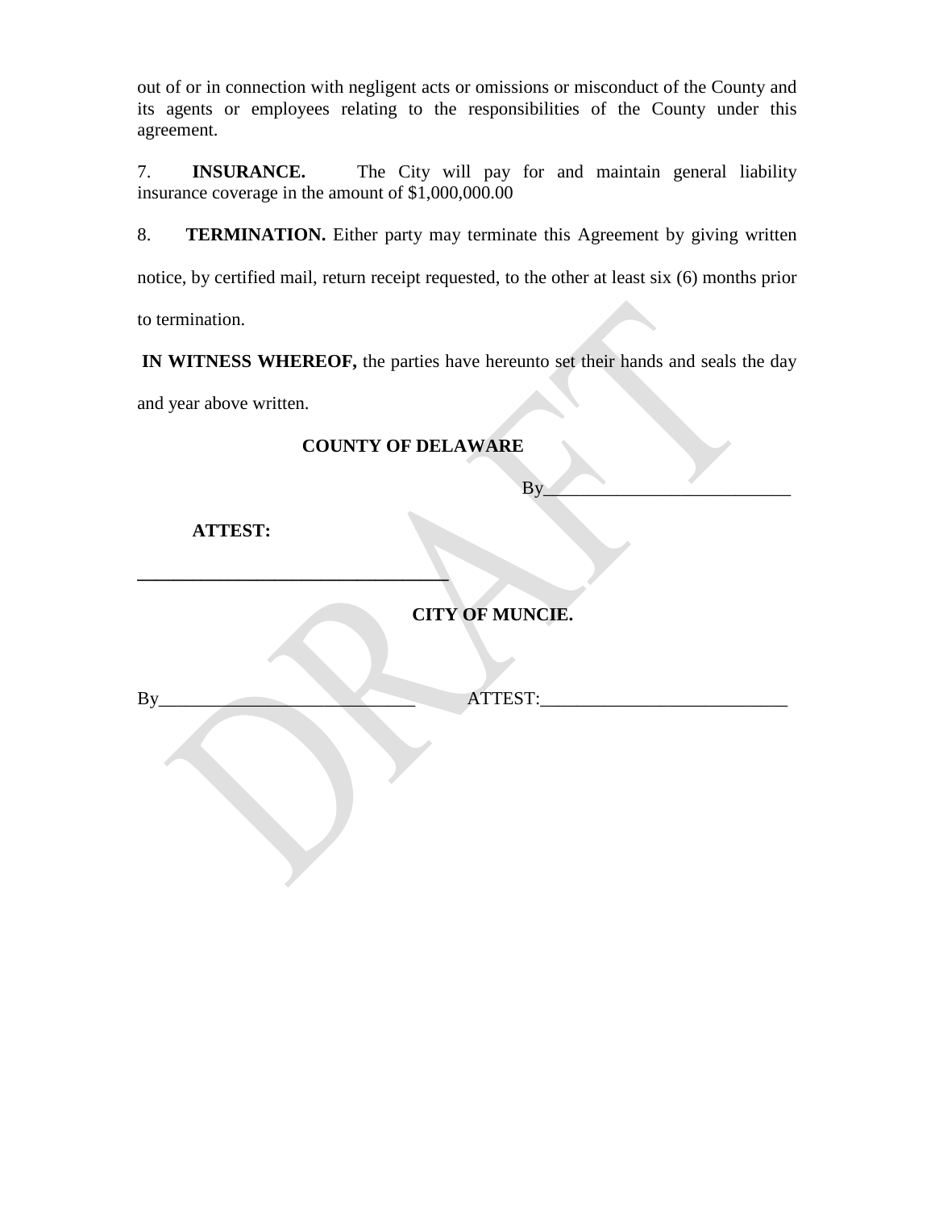out of or in connection with negligent acts or omissions or misconduct of the County and its agents or employees relating to the responsibilities of the County under this agreement.

7. **INSURANCE.** The City will pay for and maintain general liability insurance coverage in the amount of $1,000,000.00

8. **TERMINATION.** Either party may terminate this Agreement by giving written notice, by certified mail, return receipt requested, to the other at least six (6) months prior to termination.

**IN WITNESS WHEREOF,** the parties have hereunto set their hands and seals the day and year above written.

**COUNTY OF DELAWARE**

By___________________________

**ATTEST:**

__________________________________

**CITY OF MUNCIE.**

By____________________________ ATTEST:__________________________

DRAFT